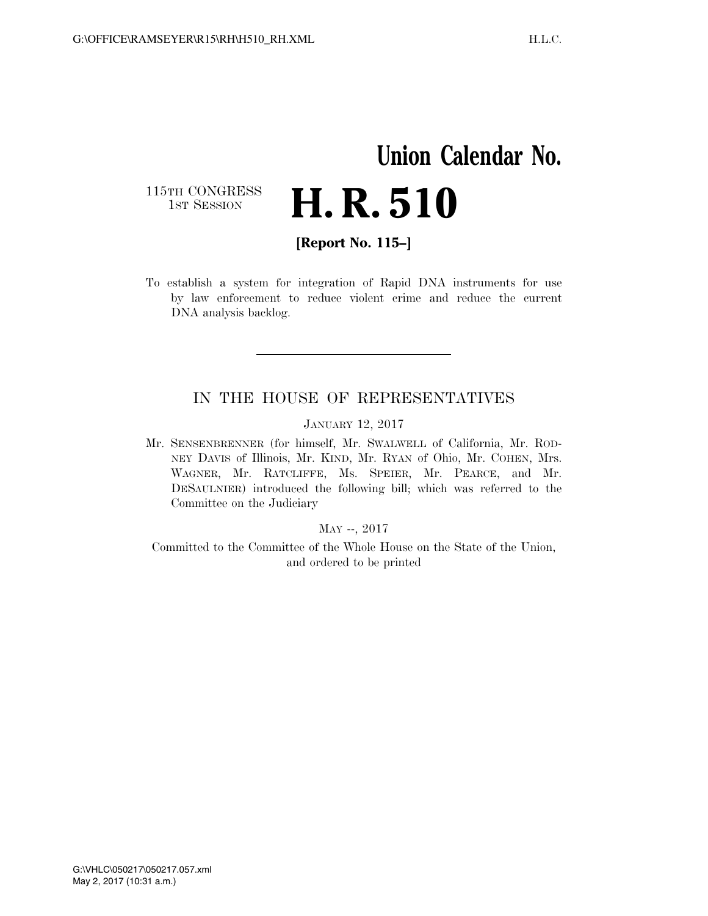# Union Calendar No.

115TH CONGRESS
1ST SESSION

# H. R. 510

**[Report No. 115–]**

To establish a system for integration of Rapid DNA instruments for use by law enforcement to reduce violent crime and reduce the current DNA analysis backlog.

---

IN THE HOUSE OF REPRESENTATIVES

JANUARY 12, 2017

Mr. SENSENBRENNER (for himself, Mr. SWALWELL of California, Mr. RODNEY DAVIS of Illinois, Mr. KIND, Mr. RYAN of Ohio, Mr. COHEN, Mrs. WAGNER, Mr. RATCLIFFE, Ms. SPEIER, Mr. PEARCE, and Mr. DESAULNIER) introduced the following bill; which was referred to the Committee on the Judiciary

MAY --, 2017

Committed to the Committee of the Whole House on the State of the Union, and ordered to be printed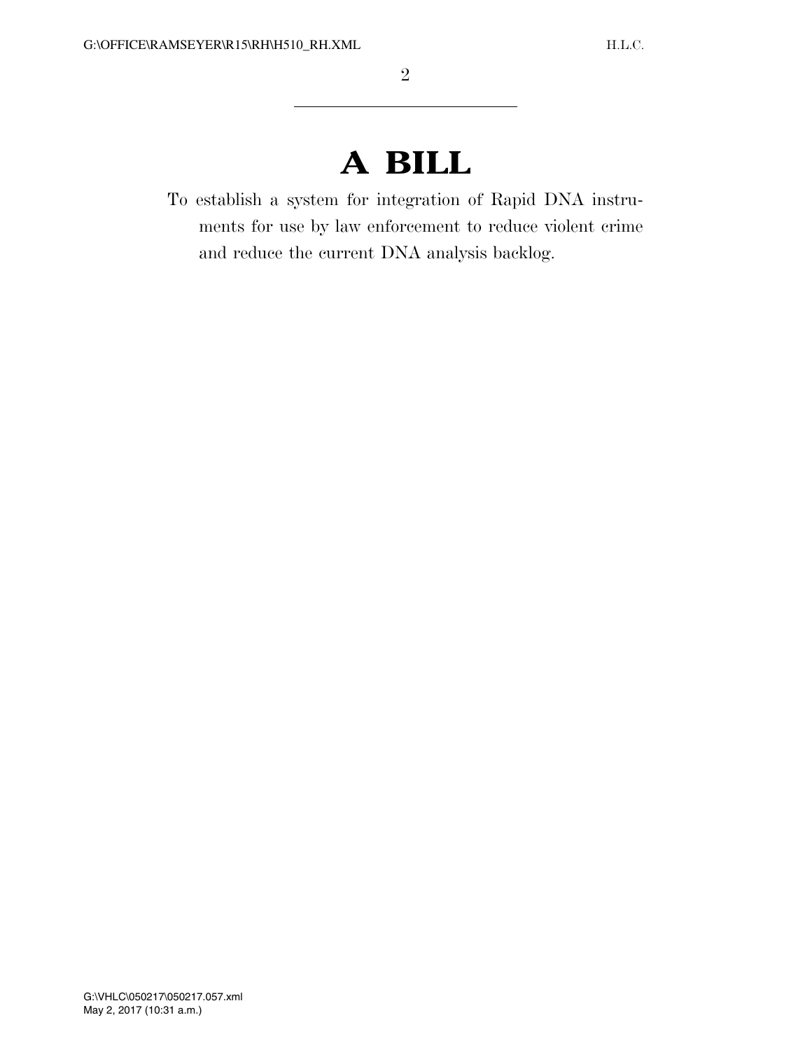# A BILL

To establish a system for integration of Rapid DNA instruments for use by law enforcement to reduce violent crime and reduce the current DNA analysis backlog.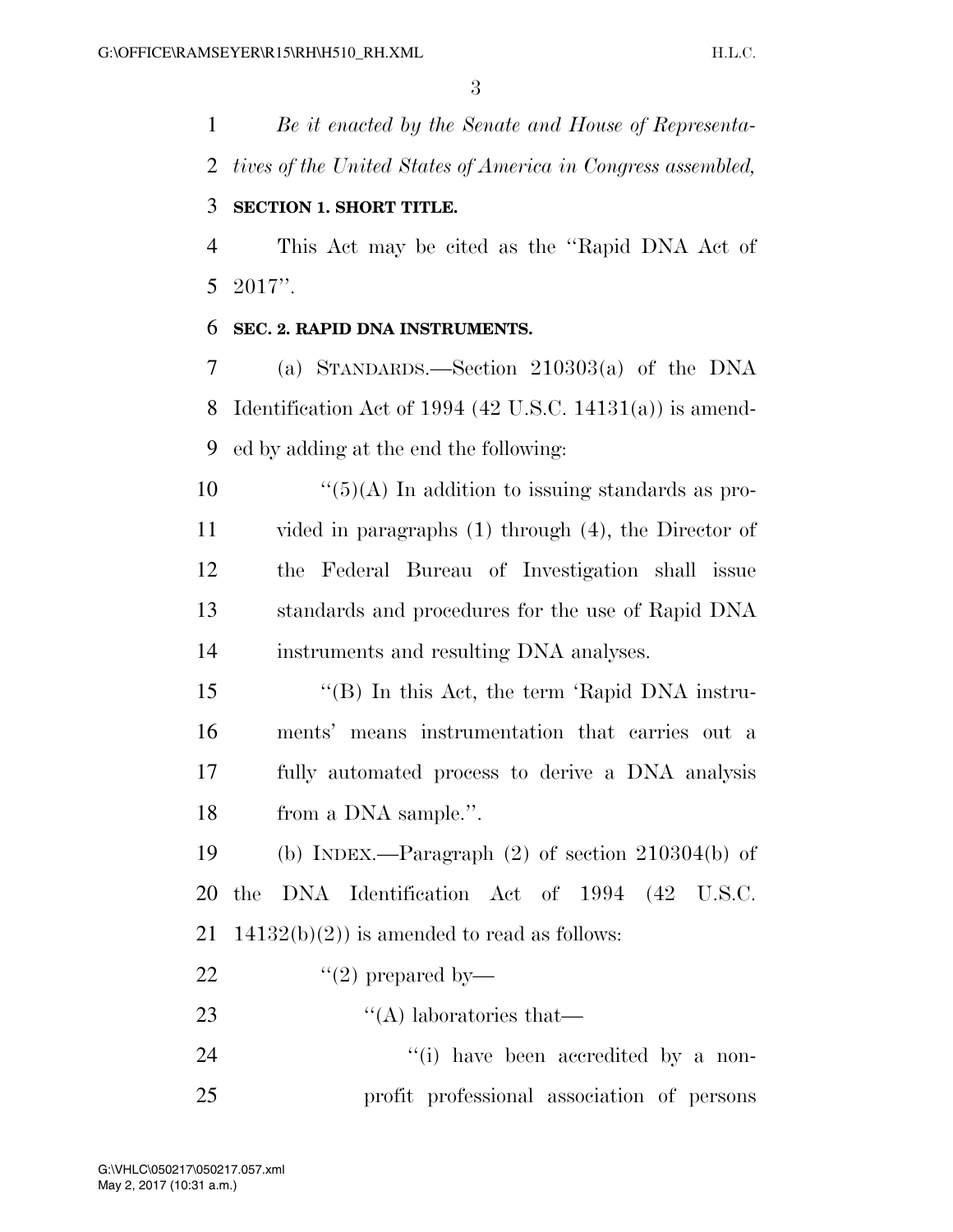*Be it enacted by the Senate and House of Representatives of the United States of America in Congress assembled,*

**SECTION 1. SHORT TITLE.**

This Act may be cited as the ''Rapid DNA Act of 2017''.

**SEC. 2. RAPID DNA INSTRUMENTS.**

(a) STANDARDS.—Section 210303(a) of the DNA Identification Act of 1994 (42 U.S.C. 14131(a)) is amended by adding at the end the following:

''(5)(A) In addition to issuing standards as provided in paragraphs (1) through (4), the Director of the Federal Bureau of Investigation shall issue standards and procedures for the use of Rapid DNA instruments and resulting DNA analyses.

''(B) In this Act, the term 'Rapid DNA instruments' means instrumentation that carries out a fully automated process to derive a DNA analysis from a DNA sample.''.

(b) INDEX.—Paragraph (2) of section 210304(b) of the DNA Identification Act of 1994 (42 U.S.C. 14132(b)(2)) is amended to read as follows:

''(2) prepared by—

''(A) laboratories that—

''(i) have been accredited by a nonprofit professional association of persons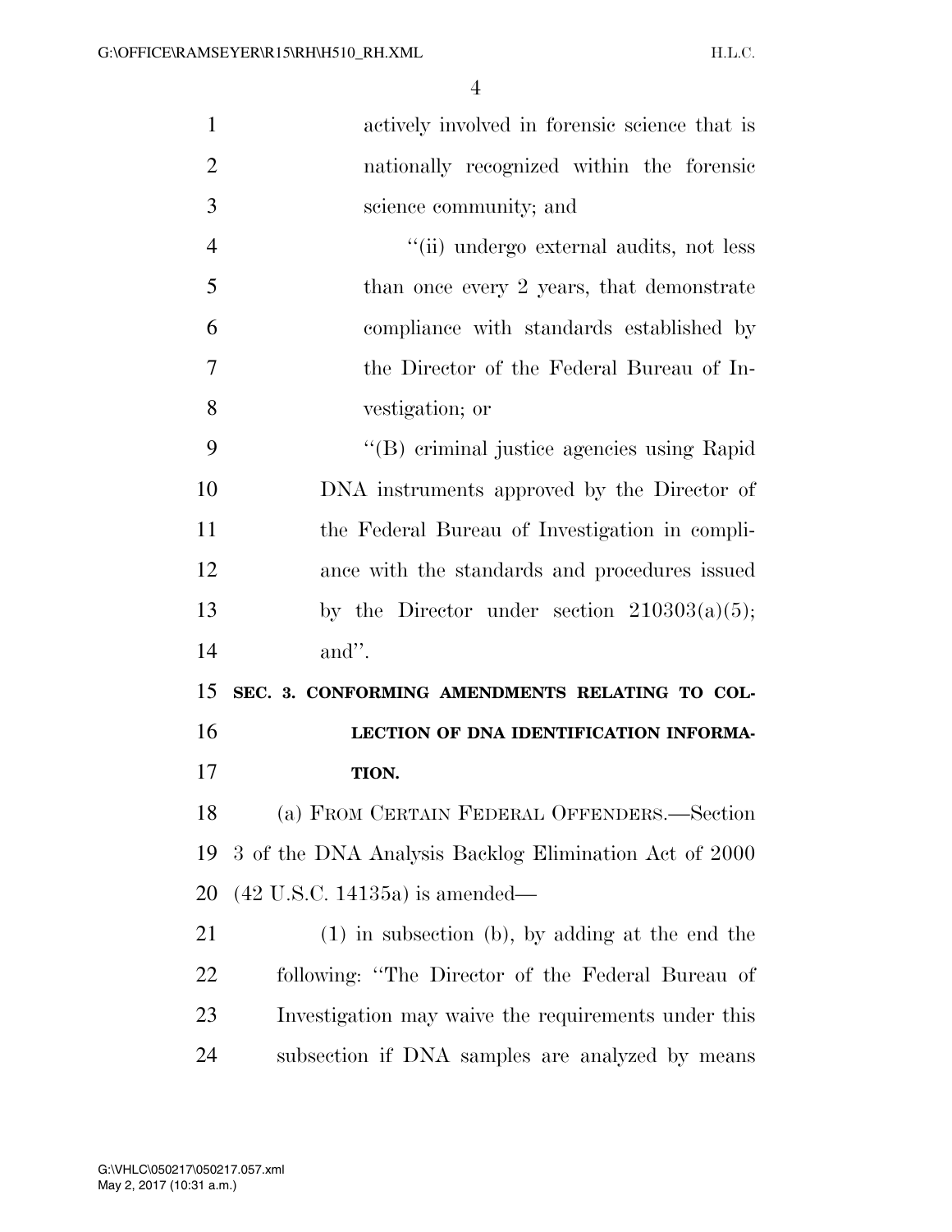actively involved in forensic science that is nationally recognized within the forensic science community; and

"(ii) undergo external audits, not less than once every 2 years, that demonstrate compliance with standards established by the Director of the Federal Bureau of Investigation; or

"(B) criminal justice agencies using Rapid DNA instruments approved by the Director of the Federal Bureau of Investigation in compliance with the standards and procedures issued by the Director under section 210303(a)(5); and".

## SEC. 3. CONFORMING AMENDMENTS RELATING TO COLLECTION OF DNA IDENTIFICATION INFORMATION.

(a) FROM CERTAIN FEDERAL OFFENDERS.—Section 3 of the DNA Analysis Backlog Elimination Act of 2000 (42 U.S.C. 14135a) is amended—

(1) in subsection (b), by adding at the end the following: "The Director of the Federal Bureau of Investigation may waive the requirements under this subsection if DNA samples are analyzed by means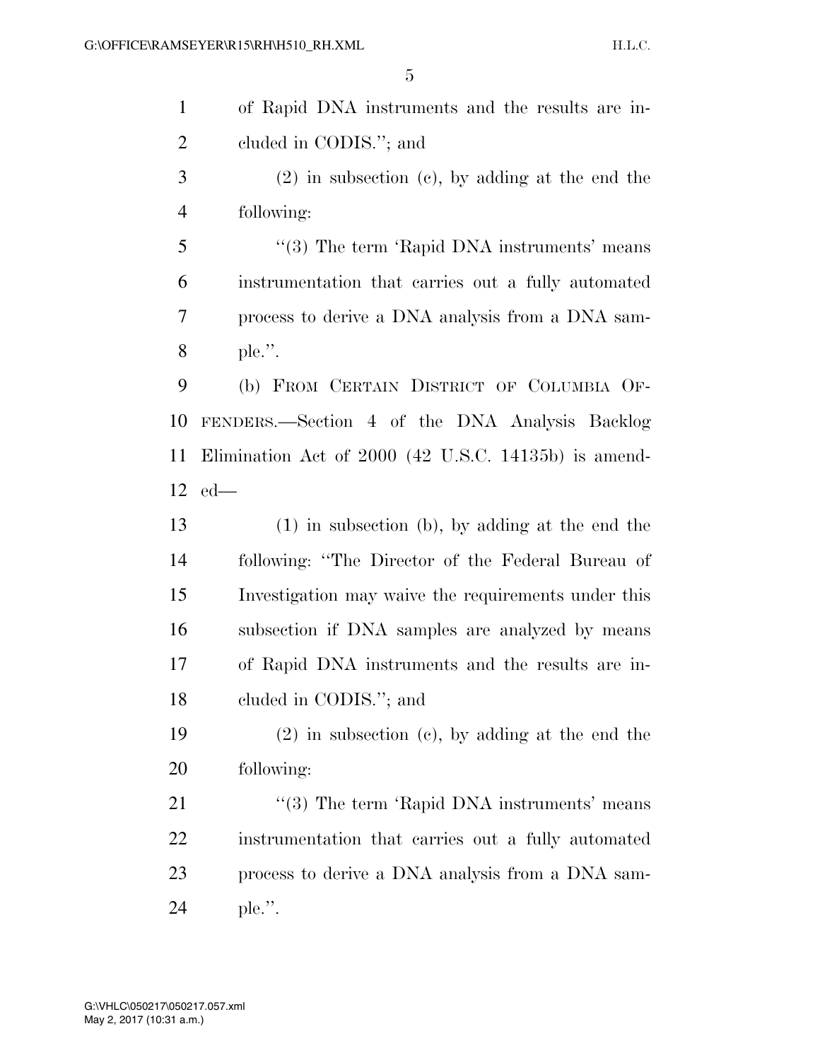of Rapid DNA instruments and the results are included in CODIS.''; and

(2) in subsection (c), by adding at the end the following:

''(3) The term 'Rapid DNA instruments' means instrumentation that carries out a fully automated process to derive a DNA analysis from a DNA sample.''.

(b) FROM CERTAIN DISTRICT OF COLUMBIA OFFENDERS.—Section 4 of the DNA Analysis Backlog Elimination Act of 2000 (42 U.S.C. 14135b) is amended—

(1) in subsection (b), by adding at the end the following: ''The Director of the Federal Bureau of Investigation may waive the requirements under this subsection if DNA samples are analyzed by means of Rapid DNA instruments and the results are included in CODIS.''; and

(2) in subsection (c), by adding at the end the following:

''(3) The term 'Rapid DNA instruments' means instrumentation that carries out a fully automated process to derive a DNA analysis from a DNA sample.''.